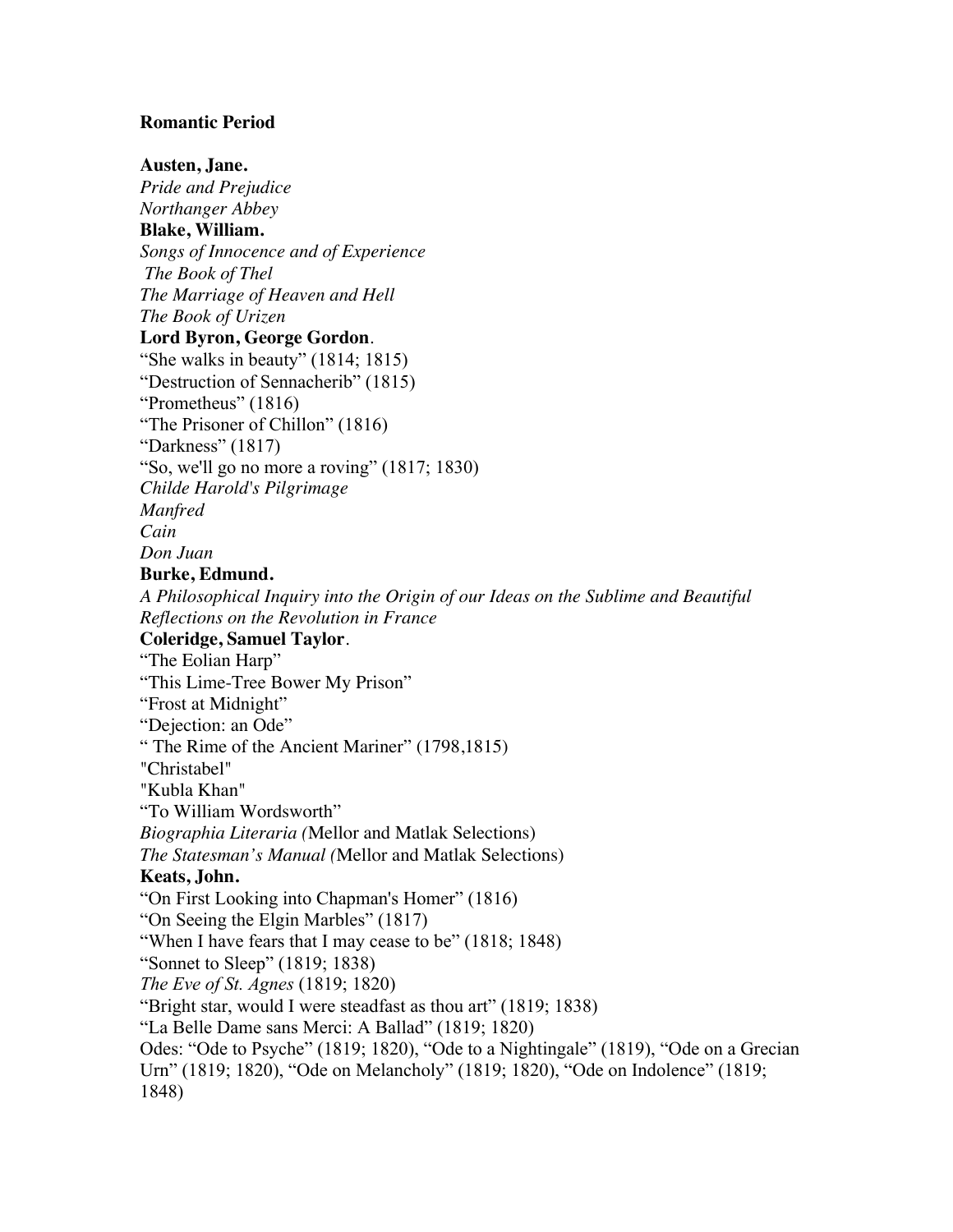**Romantic Period**

**Austen, Jane.**
*Pride and Prejudice*
*Northanger Abbey*
**Blake, William.**
*Songs of Innocence and of Experience*
*The Book of Thel*
*The Marriage of Heaven and Hell*
*The Book of Urizen*
**Lord Byron, George Gordon**.
"She walks in beauty" (1814; 1815)
"Destruction of Sennacherib" (1815)
"Prometheus" (1816)
"The Prisoner of Chillon" (1816)
"Darkness" (1817)
"So, we'll go no more a roving" (1817; 1830)
*Childe Harold's Pilgrimage*
*Manfred*
*Cain*
*Don Juan*
**Burke, Edmund.**
*A Philosophical Inquiry into the Origin of our Ideas on the Sublime and Beautiful*
*Reflections on the Revolution in France*
**Coleridge, Samuel Taylor**.
"The Eolian Harp"
"This Lime-Tree Bower My Prison"
"Frost at Midnight"
"Dejection: an Ode"
" The Rime of the Ancient Mariner" (1798,1815)
"Christabel"
"Kubla Khan"
"To William Wordsworth"
*Biographia Literaria (*Mellor and Matlak Selections)
*The Statesman's Manual (*Mellor and Matlak Selections)
**Keats, John.**
"On First Looking into Chapman's Homer" (1816)
"On Seeing the Elgin Marbles" (1817)
"When I have fears that I may cease to be" (1818; 1848)
"Sonnet to Sleep" (1819; 1838)
*The Eve of St. Agnes* (1819; 1820)
"Bright star, would I were steadfast as thou art" (1819; 1838)
"La Belle Dame sans Merci: A Ballad" (1819; 1820)
Odes: "Ode to Psyche" (1819; 1820), "Ode to a Nightingale" (1819), "Ode on a Grecian Urn" (1819; 1820), "Ode on Melancholy" (1819; 1820), "Ode on Indolence" (1819; 1848)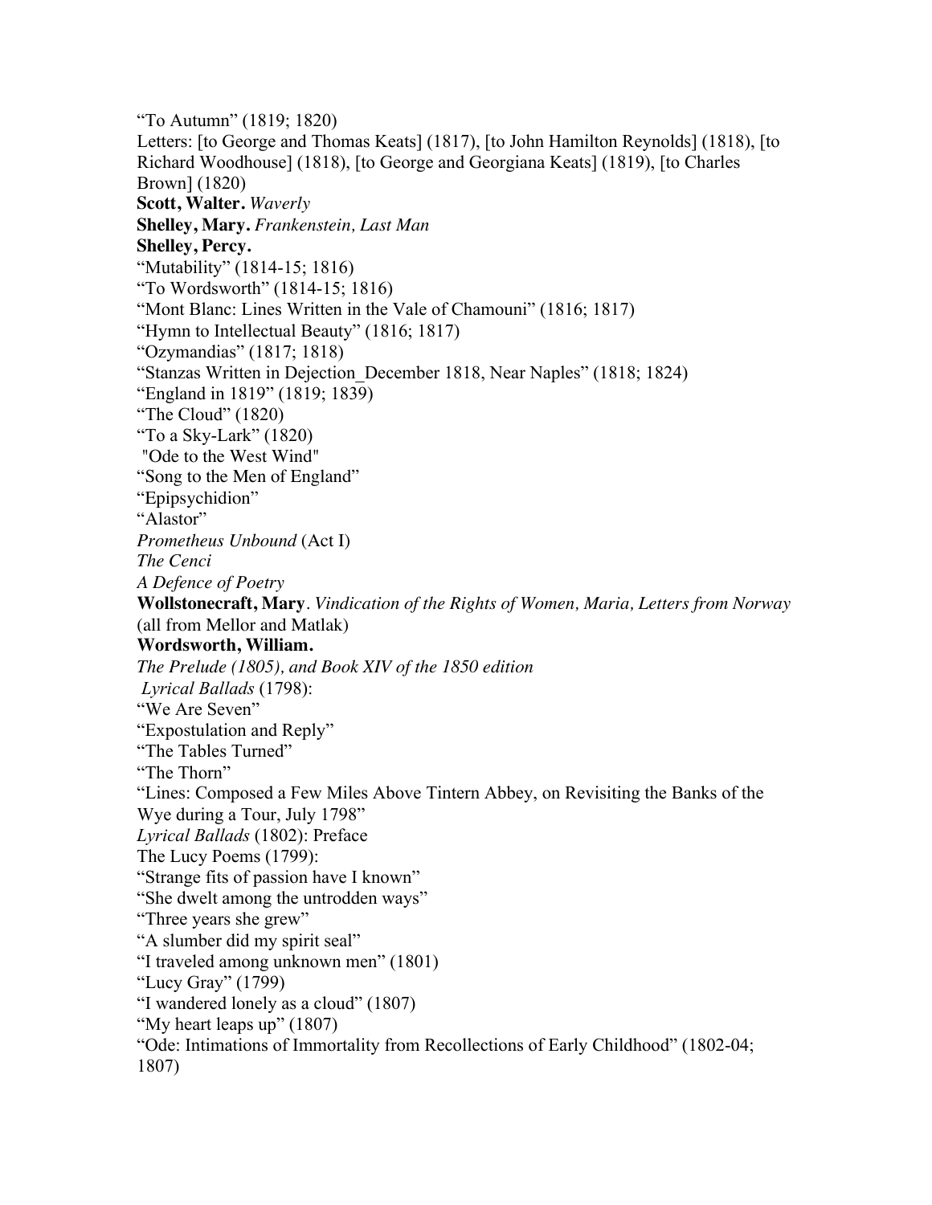“To Autumn” (1819; 1820)

Letters: [to George and Thomas Keats] (1817), [to John Hamilton Reynolds] (1818), [to Richard Woodhouse] (1818), [to George and Georgiana Keats] (1819), [to Charles Brown] (1820)

**Scott, Walter.** *Waverly*

**Shelley, Mary.** *Frankenstein, Last Man*

**Shelley, Percy.**

“Mutability” (1814-15; 1816)

“To Wordsworth” (1814-15; 1816)

“Mont Blanc: Lines Written in the Vale of Chamouni” (1816; 1817)

“Hymn to Intellectual Beauty” (1816; 1817)

“Ozymandias” (1817; 1818)

“Stanzas Written in Dejection_December 1818, Near Naples” (1818; 1824)

“England in 1819” (1819; 1839)

“The Cloud” (1820)

“To a Sky-Lark” (1820)

"Ode to the West Wind"

“Song to the Men of England”

“Epipsychidion”

“Alastor”

*Prometheus Unbound* (Act I)

*The Cenci*

*A Defence of Poetry*

**Wollstonecraft, Mary**. *Vindication of the Rights of Women, Maria, Letters from Norway* (all from Mellor and Matlak)

**Wordsworth, William.**

*The Prelude (1805), and Book XIV of the 1850 edition*

*Lyrical Ballads* (1798):

“We Are Seven”

“Expostulation and Reply”

“The Tables Turned”

“The Thorn”

“Lines: Composed a Few Miles Above Tintern Abbey, on Revisiting the Banks of the Wye during a Tour, July 1798”

*Lyrical Ballads* (1802): Preface

The Lucy Poems (1799):

“Strange fits of passion have I known”

“She dwelt among the untrodden ways”

“Three years she grew”

“A slumber did my spirit seal”

“I traveled among unknown men” (1801)

“Lucy Gray” (1799)

“I wandered lonely as a cloud” (1807)

“My heart leaps up” (1807)

“Ode: Intimations of Immortality from Recollections of Early Childhood” (1802-04; 1807)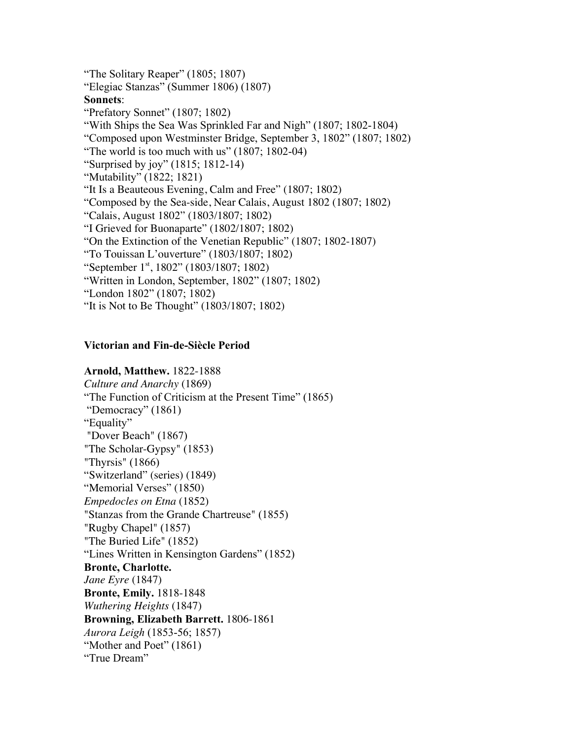"The Solitary Reaper" (1805; 1807)
"Elegiac Stanzas" (Summer 1806) (1807)
**Sonnets**:
"Prefatory Sonnet" (1807; 1802)
"With Ships the Sea Was Sprinkled Far and Nigh" (1807; 1802-1804)
"Composed upon Westminster Bridge, September 3, 1802" (1807; 1802)
"The world is too much with us" (1807; 1802-04)
"Surprised by joy" (1815; 1812-14)
"Mutability" (1822; 1821)
"It Is a Beauteous Evening, Calm and Free" (1807; 1802)
"Composed by the Sea-side, Near Calais, August 1802 (1807; 1802)
"Calais, August 1802" (1803/1807; 1802)
"I Grieved for Buonaparte" (1802/1807; 1802)
"On the Extinction of the Venetian Republic" (1807; 1802-1807)
"To Touissan L'ouverture" (1803/1807; 1802)
"September 1st, 1802" (1803/1807; 1802)
"Written in London, September, 1802" (1807; 1802)
"London 1802" (1807; 1802)
"It is Not to Be Thought" (1803/1807; 1802)

### Victorian and Fin-de-Siècle Period

**Arnold, Matthew.** 1822-1888
*Culture and Anarchy* (1869)
"The Function of Criticism at the Present Time" (1865)
"Democracy" (1861)
"Equality"
"Dover Beach" (1867)
"The Scholar-Gypsy" (1853)
"Thyrsis" (1866)
"Switzerland" (series) (1849)
"Memorial Verses" (1850)
*Empedocles on Etna* (1852)
"Stanzas from the Grande Chartreuse" (1855)
"Rugby Chapel" (1857)
"The Buried Life" (1852)
"Lines Written in Kensington Gardens" (1852)
**Bronte, Charlotte.**
*Jane Eyre* (1847)
**Bronte, Emily.** 1818-1848
*Wuthering Heights* (1847)
**Browning, Elizabeth Barrett.** 1806-1861
*Aurora Leigh* (1853-56; 1857)
"Mother and Poet" (1861)
"True Dream"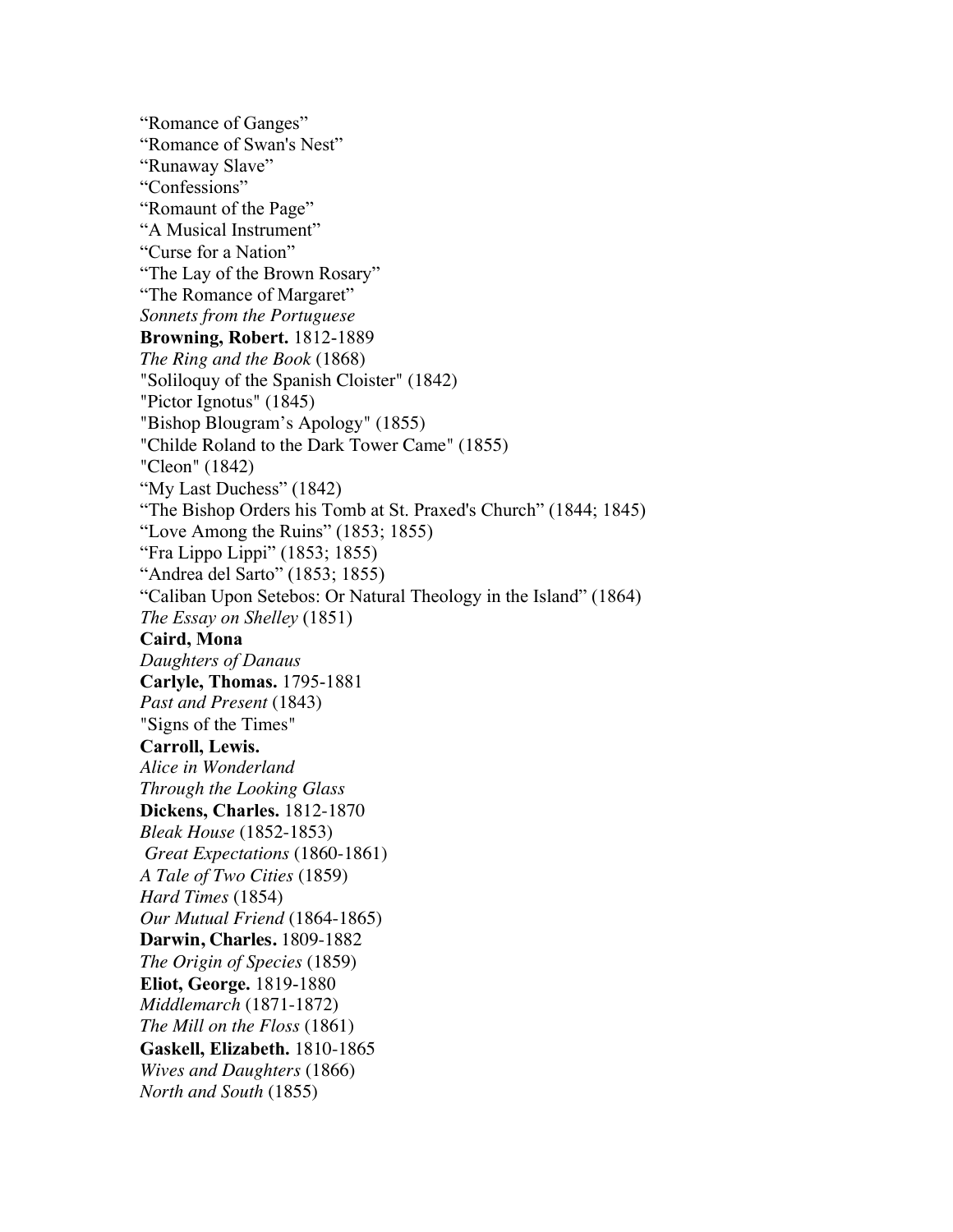"Romance of Ganges"  
"Romance of Swan's Nest"  
"Runaway Slave"  
"Confessions"  
"Romaunt of the Page"  
"A Musical Instrument"  
"Curse for a Nation"  
"The Lay of the Brown Rosary"  
"The Romance of Margaret"  
*Sonnets from the Portuguese*  
**Browning, Robert.** 1812-1889  
*The Ring and the Book* (1868)  
"Soliloquy of the Spanish Cloister" (1842)  
"Pictor Ignotus" (1845)  
"Bishop Blougram's Apology" (1855)  
"Childe Roland to the Dark Tower Came" (1855)  
"Cleon" (1842)  
"My Last Duchess" (1842)  
"The Bishop Orders his Tomb at St. Praxed's Church" (1844; 1845)  
"Love Among the Ruins" (1853; 1855)  
"Fra Lippo Lippi" (1853; 1855)  
"Andrea del Sarto" (1853; 1855)  
"Caliban Upon Setebos: Or Natural Theology in the Island" (1864)  
*The Essay on Shelley* (1851)  
**Caird, Mona**  
*Daughters of Danaus*  
**Carlyle, Thomas.** 1795-1881  
*Past and Present* (1843)  
"Signs of the Times"  
**Carroll, Lewis.**  
*Alice in Wonderland*  
*Through the Looking Glass*  
**Dickens, Charles.** 1812-1870  
*Bleak House* (1852-1853)  
*Great Expectations* (1860-1861)  
*A Tale of Two Cities* (1859)  
*Hard Times* (1854)  
*Our Mutual Friend* (1864-1865)  
**Darwin, Charles.** 1809-1882  
*The Origin of Species* (1859)  
**Eliot, George.** 1819-1880  
*Middlemarch* (1871-1872)  
*The Mill on the Floss* (1861)  
**Gaskell, Elizabeth.** 1810-1865  
*Wives and Daughters* (1866)  
*North and South* (1855)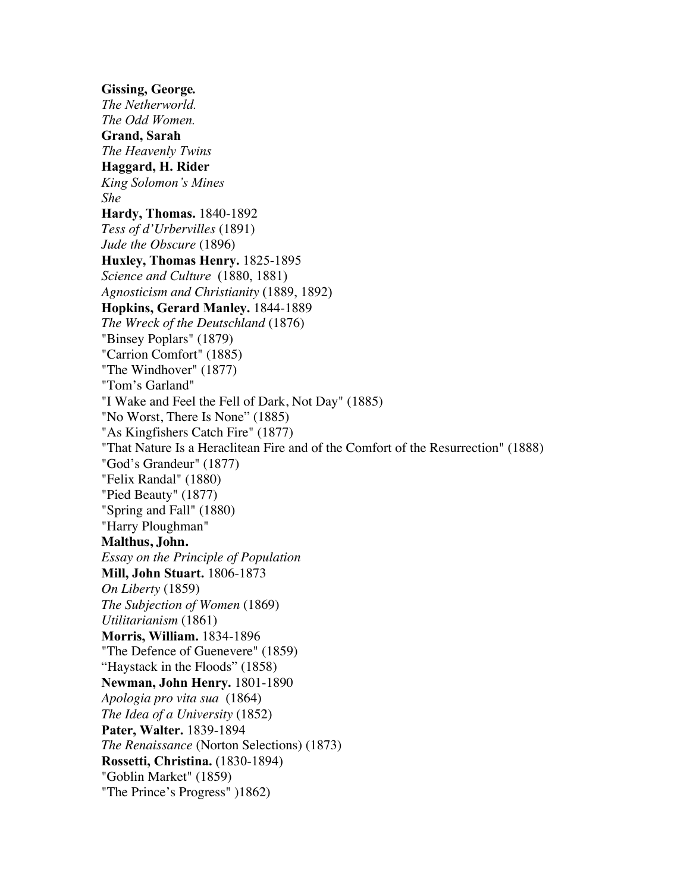**Gissing, George.**
*The Netherworld.*
*The Odd Women.*
**Grand, Sarah**
*The Heavenly Twins*
**Haggard, H. Rider**
*King Solomon's Mines*
*She*
**Hardy, Thomas.** 1840-1892
*Tess of d'Urbervilles* (1891)
*Jude the Obscure* (1896)
**Huxley, Thomas Henry.** 1825-1895
*Science and Culture* (1880, 1881)
*Agnosticism and Christianity* (1889, 1892)
**Hopkins, Gerard Manley.** 1844-1889
*The Wreck of the Deutschland* (1876)
"Binsey Poplars" (1879)
"Carrion Comfort" (1885)
"The Windhover" (1877)
"Tom's Garland"
"I Wake and Feel the Fell of Dark, Not Day" (1885)
"No Worst, There Is None" (1885)
"As Kingfishers Catch Fire" (1877)
"That Nature Is a Heraclitean Fire and of the Comfort of the Resurrection" (1888)
"God's Grandeur" (1877)
"Felix Randal" (1880)
"Pied Beauty" (1877)
"Spring and Fall" (1880)
"Harry Ploughman"
**Malthus, John.**
*Essay on the Principle of Population*
**Mill, John Stuart.** 1806-1873
*On Liberty* (1859)
*The Subjection of Women* (1869)
*Utilitarianism* (1861)
**Morris, William.** 1834-1896
"The Defence of Guenevere" (1859)
"Haystack in the Floods" (1858)
**Newman, John Henry.** 1801-1890
*Apologia pro vita sua* (1864)
*The Idea of a University* (1852)
**Pater, Walter.** 1839-1894
*The Renaissance* (Norton Selections) (1873)
**Rossetti, Christina.** (1830-1894)
"Goblin Market" (1859)
"The Prince's Progress" )1862)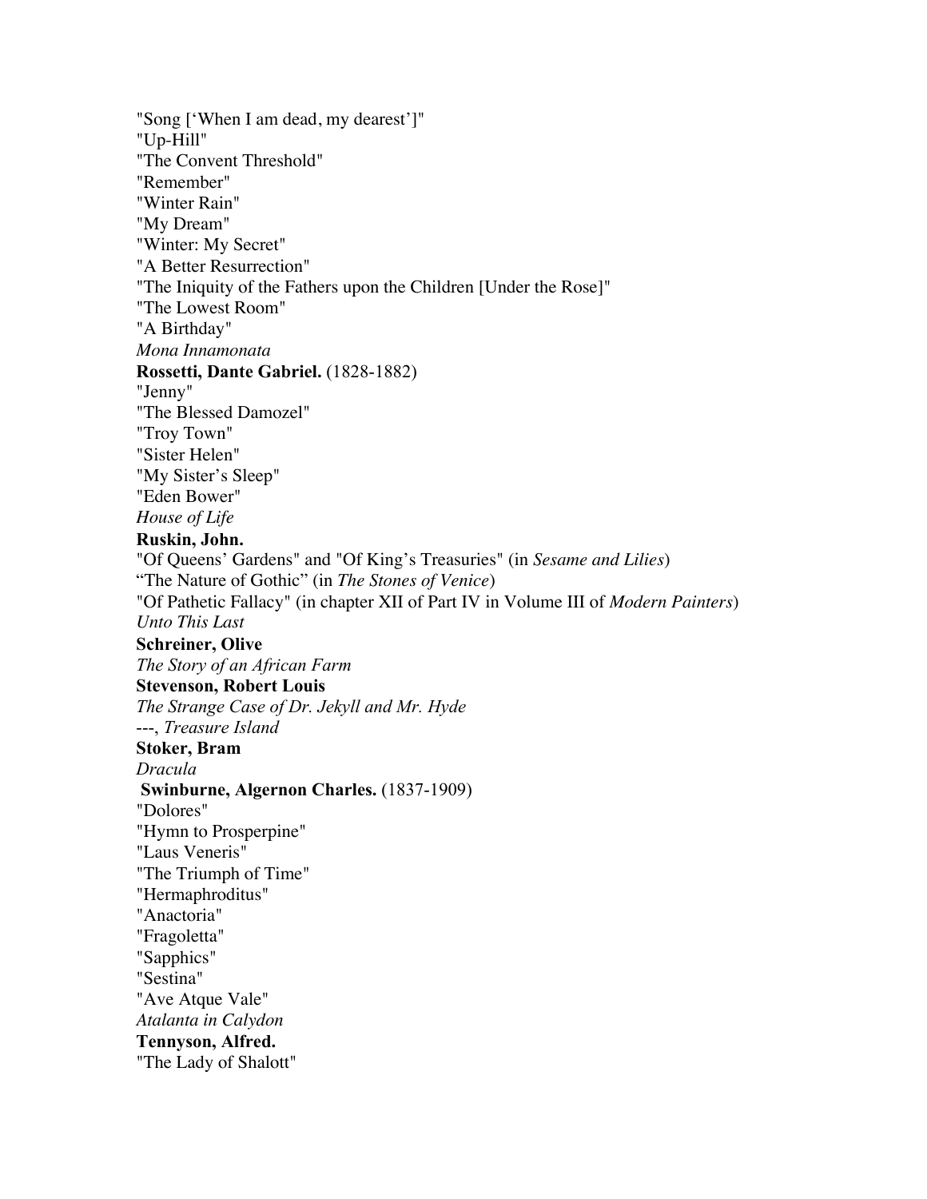"Song ['When I am dead, my dearest']"
"Up-Hill"
"The Convent Threshold"
"Remember"
"Winter Rain"
"My Dream"
"Winter: My Secret"
"A Better Resurrection"
"The Iniquity of the Fathers upon the Children [Under the Rose]"
"The Lowest Room"
"A Birthday"
*Mona Innamonata*
**Rossetti, Dante Gabriel.** (1828-1882)
"Jenny"
"The Blessed Damozel"
"Troy Town"
"Sister Helen"
"My Sister's Sleep"
"Eden Bower"
*House of Life*
**Ruskin, John.**
"Of Queens' Gardens" and "Of King's Treasuries" (in *Sesame and Lilies*)
"The Nature of Gothic" (in *The Stones of Venice*)
"Of Pathetic Fallacy" (in chapter XII of Part IV in Volume III of *Modern Painters*)
*Unto This Last*
**Schreiner, Olive**
*The Story of an African Farm*
**Stevenson, Robert Louis**
*The Strange Case of Dr. Jekyll and Mr. Hyde*
---, *Treasure Island*
**Stoker, Bram**
*Dracula*
**Swinburne, Algernon Charles.** (1837-1909)
"Dolores"
"Hymn to Prosperpine"
"Laus Veneris"
"The Triumph of Time"
"Hermaphroditus"
"Anactoria"
"Fragoletta"
"Sapphics"
"Sestina"
"Ave Atque Vale"
*Atalanta in Calydon*
**Tennyson, Alfred.**
"The Lady of Shalott"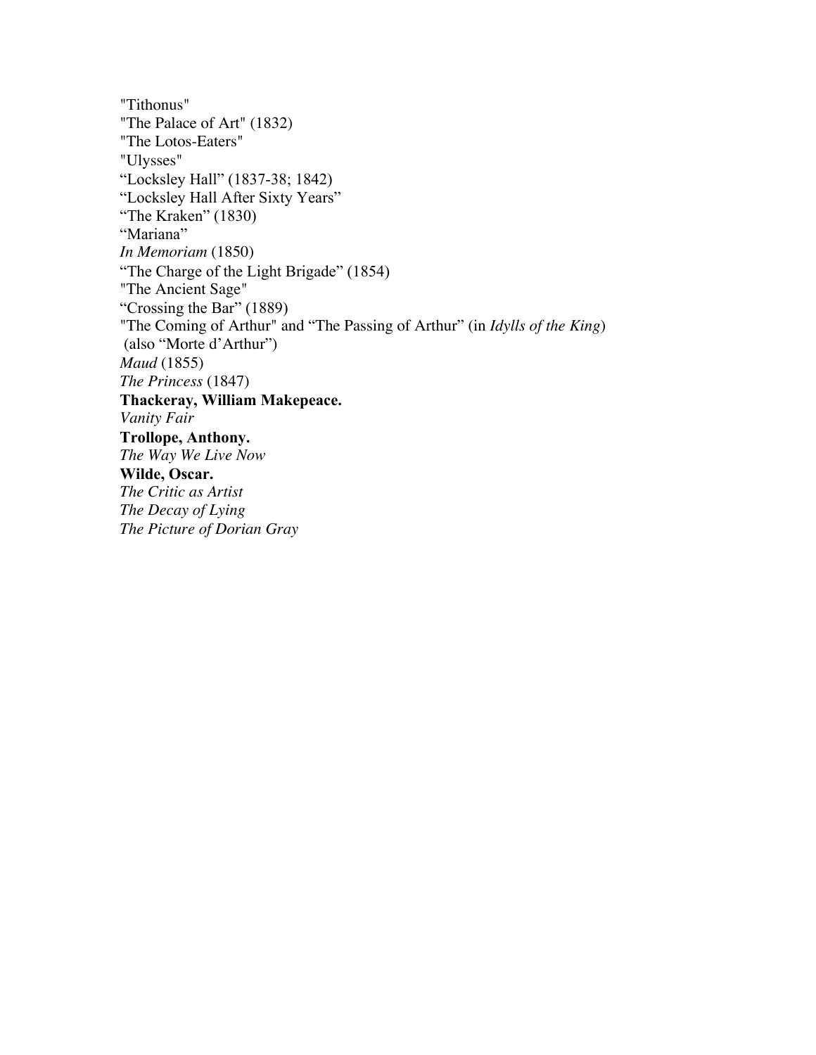"Tithonus"
"The Palace of Art" (1832)
"The Lotos-Eaters"
"Ulysses"
"Locksley Hall" (1837-38; 1842)
"Locksley Hall After Sixty Years"
"The Kraken" (1830)
"Mariana"
*In Memoriam* (1850)
"The Charge of the Light Brigade" (1854)
"The Ancient Sage"
"Crossing the Bar" (1889)
"The Coming of Arthur" and "The Passing of Arthur" (in *Idylls of the King*)
(also "Morte d'Arthur")
*Maud* (1855)
*The Princess* (1847)

**Thackeray, William Makepeace.**
*Vanity Fair*

**Trollope, Anthony.**
*The Way We Live Now*

**Wilde, Oscar.**
*The Critic as Artist*
*The Decay of Lying*
*The Picture of Dorian Gray*